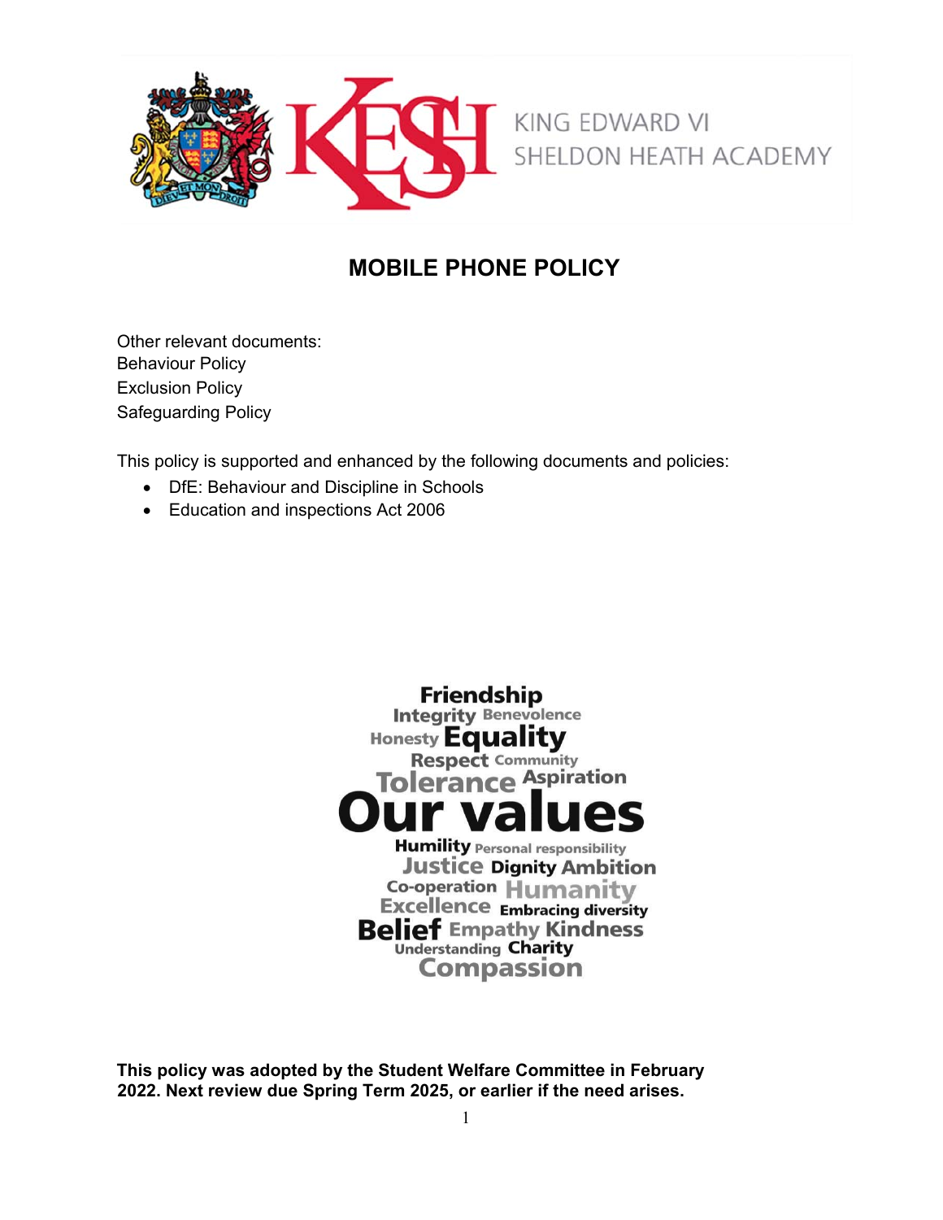KING EDWARD VI
SHELDON HEATH ACADEMY

# MOBILE PHONE POLICY

Other relevant documents:
Behaviour Policy
Exclusion Policy
Safeguarding Policy

This policy is supported and enhanced by the following documents and policies:

- DfE: Behaviour and Discipline in Schools
- Education and inspections Act 2006

Friendship Integrity Benevolence Honesty Equality Respect Community Tolerance Aspiration **Our values** Humility Personal responsibility Justice Dignity Ambition Co-operation Humanity Excellence Embracing diversity Belief Empathy Kindness Understanding Charity Compassion

**This policy was adopted by the Student Welfare Committee in February 2022. Next review due Spring Term 2025, or earlier if the need arises.**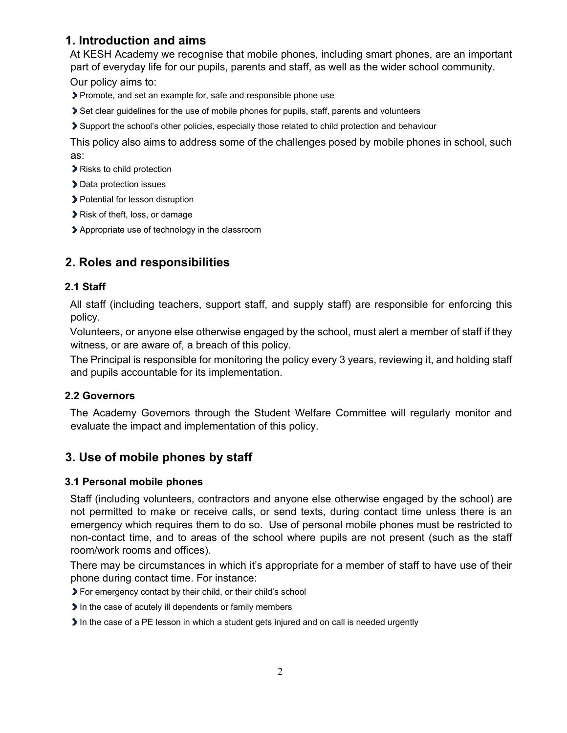## 1. Introduction and aims

At KESH Academy we recognise that mobile phones, including smart phones, are an important part of everyday life for our pupils, parents and staff, as well as the wider school community.

Our policy aims to:

- Promote, and set an example for, safe and responsible phone use
- Set clear guidelines for the use of mobile phones for pupils, staff, parents and volunteers
- Support the school's other policies, especially those related to child protection and behaviour

This policy also aims to address some of the challenges posed by mobile phones in school, such as:

- Risks to child protection
- Data protection issues
- Potential for lesson disruption
- Risk of theft, loss, or damage
- Appropriate use of technology in the classroom

## 2. Roles and responsibilities

### 2.1 Staff

All staff (including teachers, support staff, and supply staff) are responsible for enforcing this policy.

Volunteers, or anyone else otherwise engaged by the school, must alert a member of staff if they witness, or are aware of, a breach of this policy.

The Principal is responsible for monitoring the policy every 3 years, reviewing it, and holding staff and pupils accountable for its implementation.

### 2.2 Governors

The Academy Governors through the Student Welfare Committee will regularly monitor and evaluate the impact and implementation of this policy.

## 3. Use of mobile phones by staff

### 3.1 Personal mobile phones

Staff (including volunteers, contractors and anyone else otherwise engaged by the school) are not permitted to make or receive calls, or send texts, during contact time unless there is an emergency which requires them to do so. Use of personal mobile phones must be restricted to non-contact time, and to areas of the school where pupils are not present (such as the staff room/work rooms and offices).

There may be circumstances in which it's appropriate for a member of staff to have use of their phone during contact time. For instance:

- For emergency contact by their child, or their child's school
- In the case of acutely ill dependents or family members
- In the case of a PE lesson in which a student gets injured and on call is needed urgently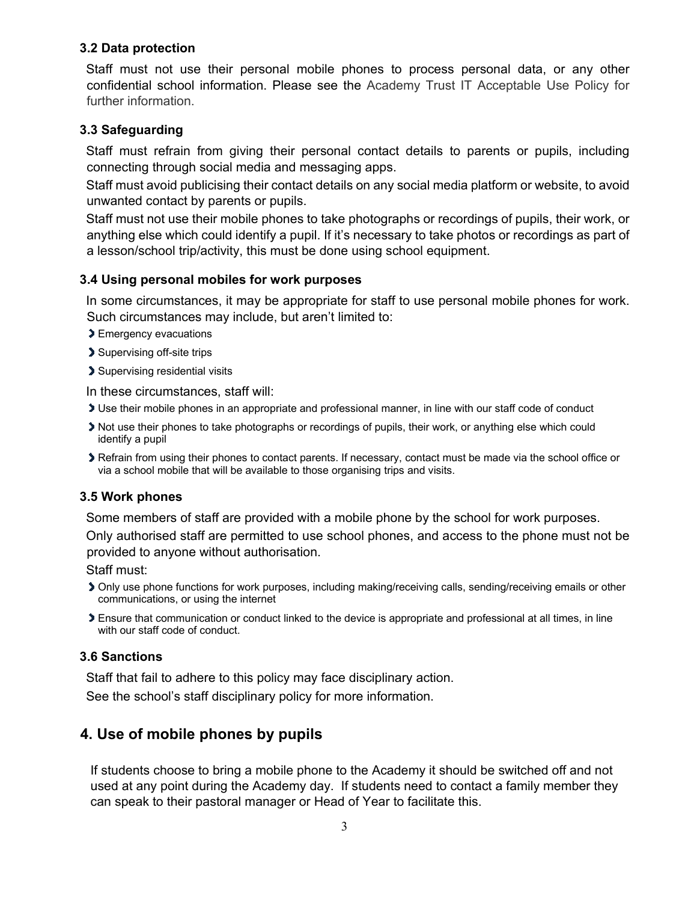### 3.2 Data protection

Staff must not use their personal mobile phones to process personal data, or any other confidential school information. Please see the Academy Trust IT Acceptable Use Policy for further information.

### 3.3 Safeguarding

Staff must refrain from giving their personal contact details to parents or pupils, including connecting through social media and messaging apps.

Staff must avoid publicising their contact details on any social media platform or website, to avoid unwanted contact by parents or pupils.

Staff must not use their mobile phones to take photographs or recordings of pupils, their work, or anything else which could identify a pupil. If it's necessary to take photos or recordings as part of a lesson/school trip/activity, this must be done using school equipment.

### 3.4 Using personal mobiles for work purposes

In some circumstances, it may be appropriate for staff to use personal mobile phones for work. Such circumstances may include, but aren't limited to:

- Emergency evacuations
- Supervising off-site trips
- Supervising residential visits

In these circumstances, staff will:

- Use their mobile phones in an appropriate and professional manner, in line with our staff code of conduct
- Not use their phones to take photographs or recordings of pupils, their work, or anything else which could identify a pupil
- Refrain from using their phones to contact parents. If necessary, contact must be made via the school office or via a school mobile that will be available to those organising trips and visits.

### 3.5 Work phones

Some members of staff are provided with a mobile phone by the school for work purposes.

Only authorised staff are permitted to use school phones, and access to the phone must not be provided to anyone without authorisation.

Staff must:

- Only use phone functions for work purposes, including making/receiving calls, sending/receiving emails or other communications, or using the internet
- Ensure that communication or conduct linked to the device is appropriate and professional at all times, in line with our staff code of conduct.

### 3.6 Sanctions

Staff that fail to adhere to this policy may face disciplinary action.

See the school's staff disciplinary policy for more information.

## 4. Use of mobile phones by pupils

If students choose to bring a mobile phone to the Academy it should be switched off and not used at any point during the Academy day. If students need to contact a family member they can speak to their pastoral manager or Head of Year to facilitate this.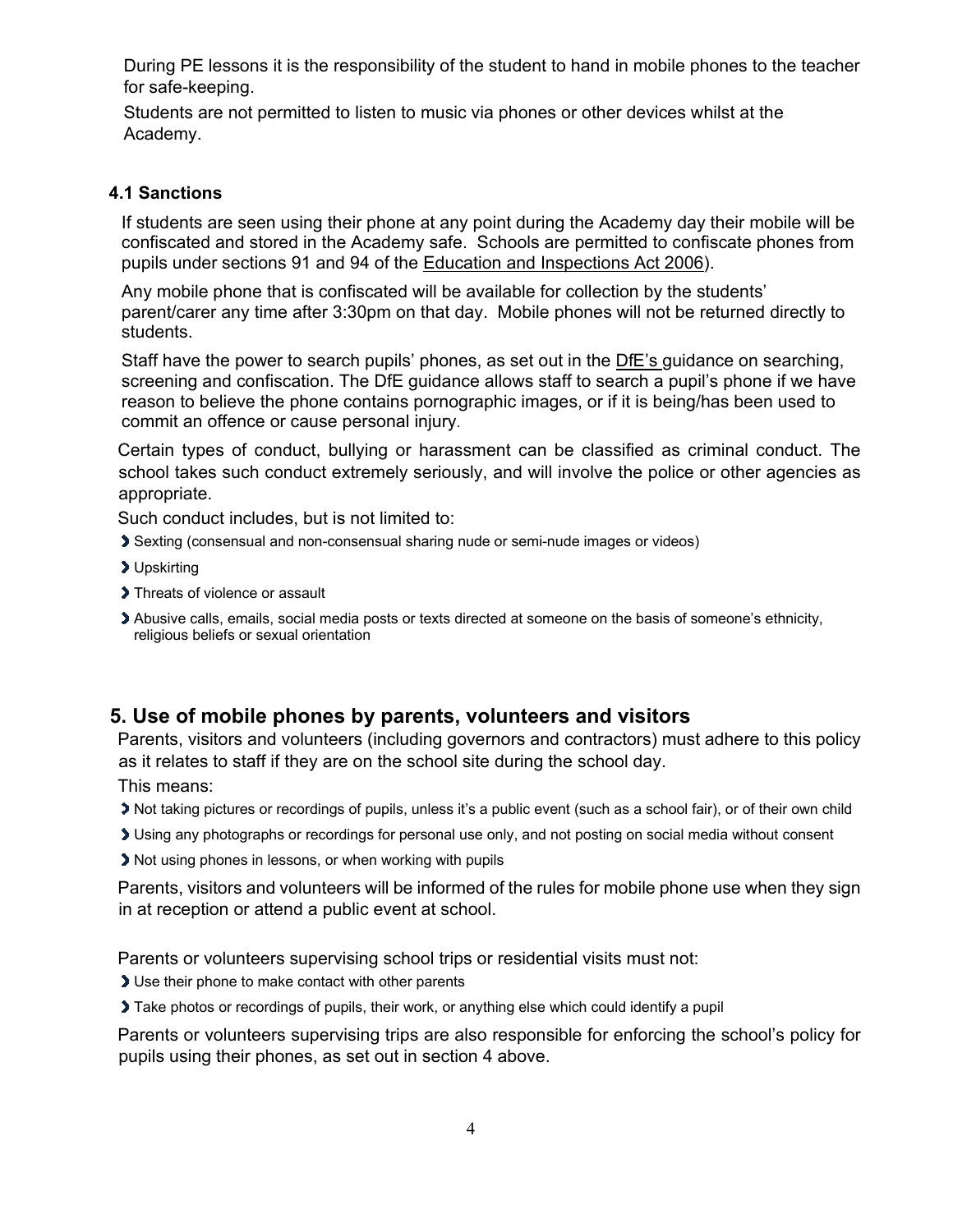During PE lessons it is the responsibility of the student to hand in mobile phones to the teacher for safe-keeping.

Students are not permitted to listen to music via phones or other devices whilst at the Academy.

### 4.1 Sanctions

If students are seen using their phone at any point during the Academy day their mobile will be confiscated and stored in the Academy safe. Schools are permitted to confiscate phones from pupils under sections 91 and 94 of the Education and Inspections Act 2006).

Any mobile phone that is confiscated will be available for collection by the students' parent/carer any time after 3:30pm on that day. Mobile phones will not be returned directly to students.

Staff have the power to search pupils' phones, as set out in the DfE's guidance on searching, screening and confiscation. The DfE guidance allows staff to search a pupil's phone if we have reason to believe the phone contains pornographic images, or if it is being/has been used to commit an offence or cause personal injury.

Certain types of conduct, bullying or harassment can be classified as criminal conduct. The school takes such conduct extremely seriously, and will involve the police or other agencies as appropriate.

Such conduct includes, but is not limited to:

- Sexting (consensual and non-consensual sharing nude or semi-nude images or videos)
- Upskirting
- Threats of violence or assault
- Abusive calls, emails, social media posts or texts directed at someone on the basis of someone's ethnicity, religious beliefs or sexual orientation

## 5. Use of mobile phones by parents, volunteers and visitors

Parents, visitors and volunteers (including governors and contractors) must adhere to this policy as it relates to staff if they are on the school site during the school day.

This means:

- Not taking pictures or recordings of pupils, unless it's a public event (such as a school fair), or of their own child
- Using any photographs or recordings for personal use only, and not posting on social media without consent
- Not using phones in lessons, or when working with pupils

Parents, visitors and volunteers will be informed of the rules for mobile phone use when they sign in at reception or attend a public event at school.

Parents or volunteers supervising school trips or residential visits must not:

- Use their phone to make contact with other parents
- Take photos or recordings of pupils, their work, or anything else which could identify a pupil

Parents or volunteers supervising trips are also responsible for enforcing the school's policy for pupils using their phones, as set out in section 4 above.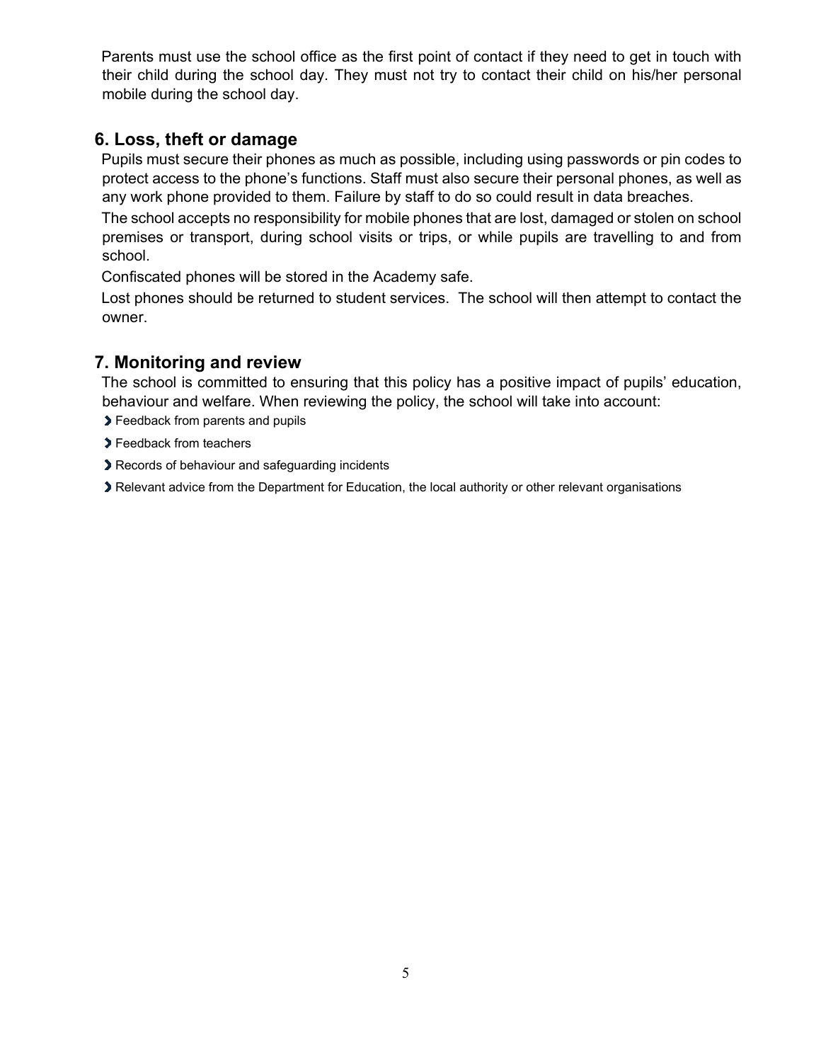Parents must use the school office as the first point of contact if they need to get in touch with their child during the school day. They must not try to contact their child on his/her personal mobile during the school day.

## 6. Loss, theft or damage

Pupils must secure their phones as much as possible, including using passwords or pin codes to protect access to the phone's functions. Staff must also secure their personal phones, as well as any work phone provided to them. Failure by staff to do so could result in data breaches.

The school accepts no responsibility for mobile phones that are lost, damaged or stolen on school premises or transport, during school visits or trips, or while pupils are travelling to and from school.

Confiscated phones will be stored in the Academy safe.

Lost phones should be returned to student services. The school will then attempt to contact the owner.

## 7. Monitoring and review

The school is committed to ensuring that this policy has a positive impact of pupils' education, behaviour and welfare. When reviewing the policy, the school will take into account:

- Feedback from parents and pupils
- Feedback from teachers
- Records of behaviour and safeguarding incidents
- Relevant advice from the Department for Education, the local authority or other relevant organisations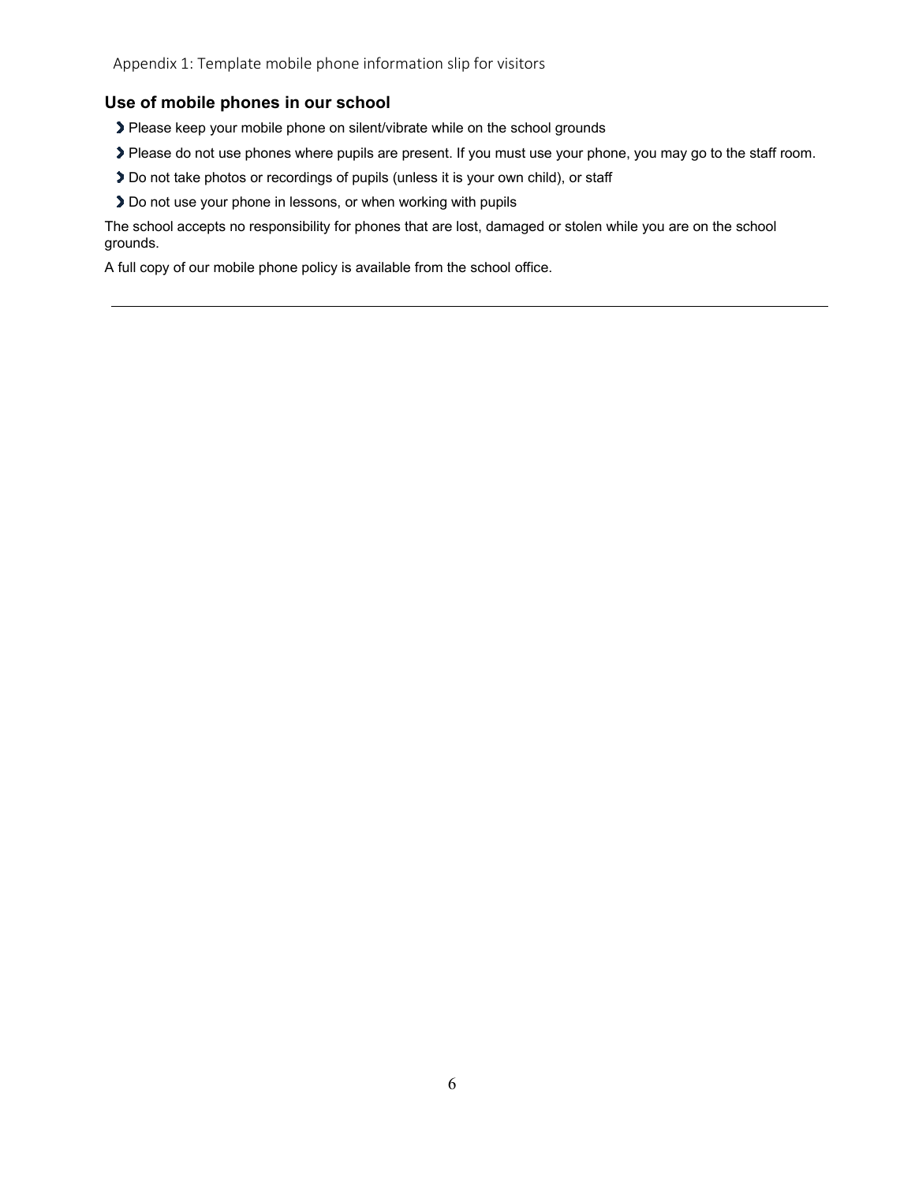Appendix 1: Template mobile phone information slip for visitors

## Use of mobile phones in our school

- Please keep your mobile phone on silent/vibrate while on the school grounds
- Please do not use phones where pupils are present. If you must use your phone, you may go to the staff room.
- Do not take photos or recordings of pupils (unless it is your own child), or staff
- Do not use your phone in lessons, or when working with pupils

The school accepts no responsibility for phones that are lost, damaged or stolen while you are on the school grounds.

A full copy of our mobile phone policy is available from the school office.

---